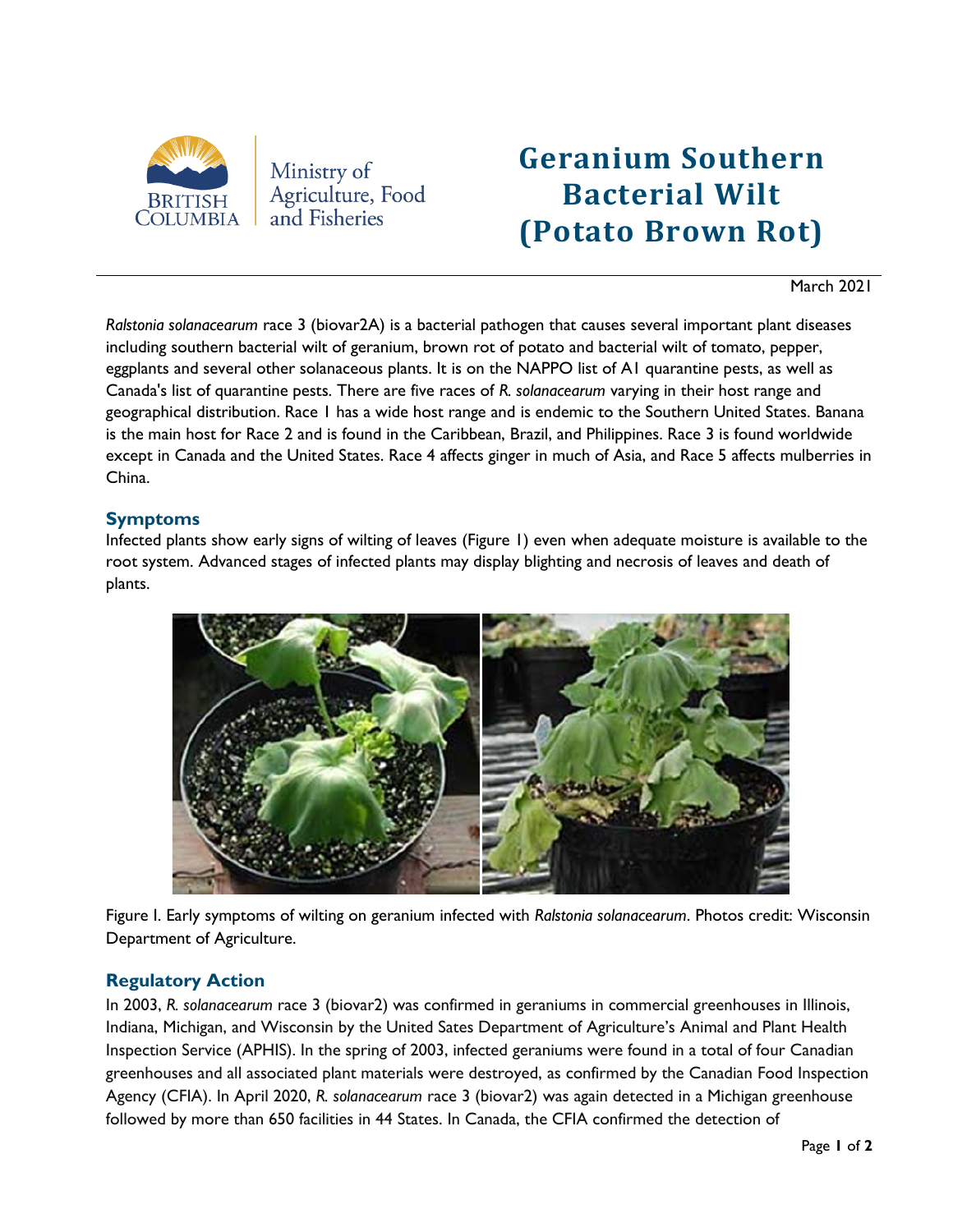Ministry of Agriculture, Food and Fisheries

# Geranium Southern Bacterial Wilt (Potato Brown Rot)

March 2021

*Ralstonia solanacearum* race 3 (biovar2A) is a bacterial pathogen that causes several important plant diseases including southern bacterial wilt of geranium, brown rot of potato and bacterial wilt of tomato, pepper, eggplants and several other solanaceous plants. It is on the NAPPO list of A1 quarantine pests, as well as Canada's list of quarantine pests. There are five races of *R. solanacearum* varying in their host range and geographical distribution. Race 1 has a wide host range and is endemic to the Southern United States. Banana is the main host for Race 2 and is found in the Caribbean, Brazil, and Philippines. Race 3 is found worldwide except in Canada and the United States. Race 4 affects ginger in much of Asia, and Race 5 affects mulberries in China.

## Symptoms

Infected plants show early signs of wilting of leaves (Figure 1) even when adequate moisture is available to the root system. Advanced stages of infected plants may display blighting and necrosis of leaves and death of plants.

Figure I. Early symptoms of wilting on geranium infected with *Ralstonia solanacearum*. Photos credit: Wisconsin Department of Agriculture.

## Regulatory Action

In 2003, *R. solanacearum* race 3 (biovar2) was confirmed in geraniums in commercial greenhouses in Illinois, Indiana, Michigan, and Wisconsin by the United Sates Department of Agriculture's Animal and Plant Health Inspection Service (APHIS). In the spring of 2003, infected geraniums were found in a total of four Canadian greenhouses and all associated plant materials were destroyed, as confirmed by the Canadian Food Inspection Agency (CFIA). In April 2020, *R. solanacearum* race 3 (biovar2) was again detected in a Michigan greenhouse followed by more than 650 facilities in 44 States. In Canada, the CFIA confirmed the detection of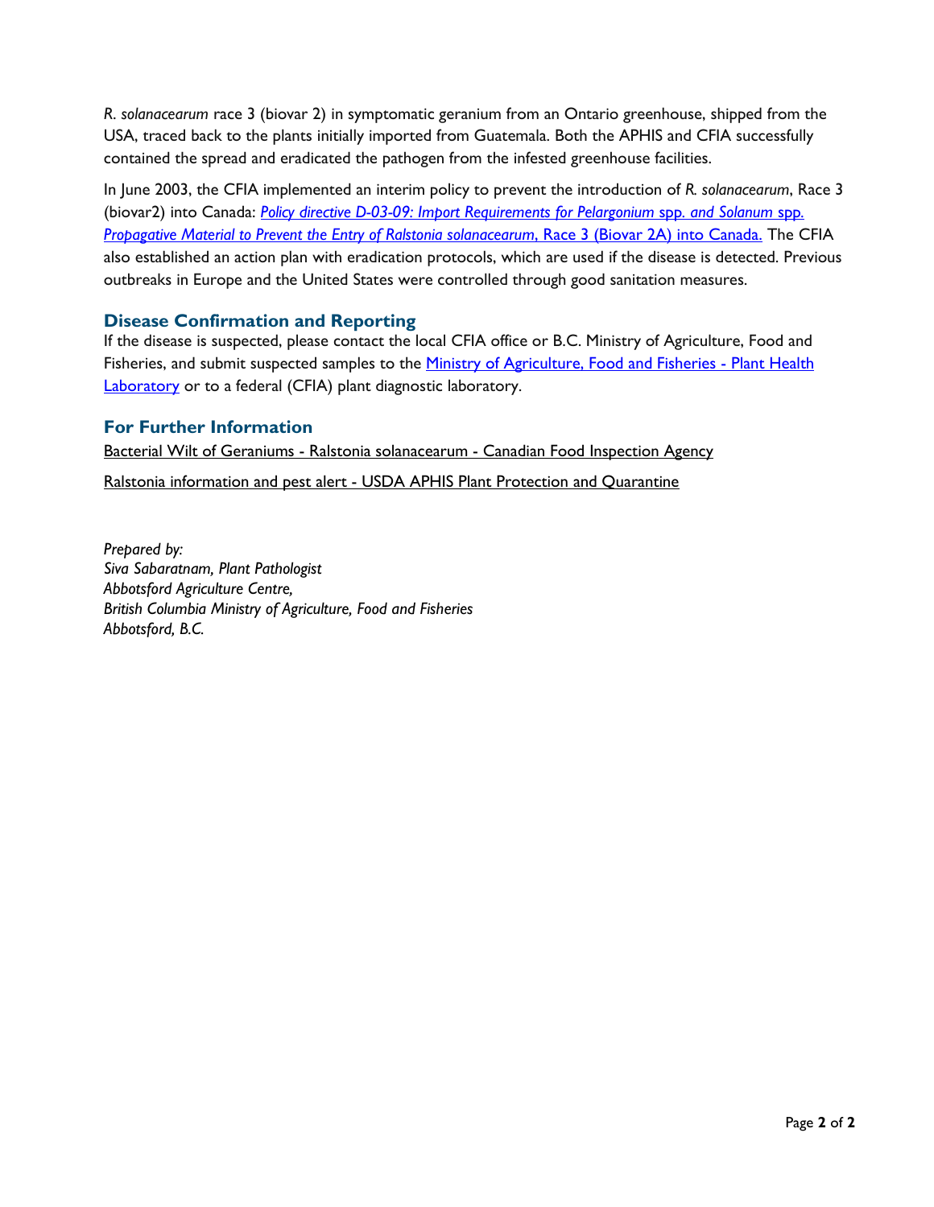*R. solanacearum* race 3 (biovar 2) in symptomatic geranium from an Ontario greenhouse, shipped from the USA, traced back to the plants initially imported from Guatemala. Both the APHIS and CFIA successfully contained the spread and eradicated the pathogen from the infested greenhouse facilities.

In June 2003, the CFIA implemented an interim policy to prevent the introduction of *R. solanacearum*, Race 3 (biovar2) into Canada: *Policy directive D-03-09: Import Requirements for Pelargonium* spp. *and Solanum* spp. *Propagative Material to Prevent the Entry of Ralstonia solanacearum*, Race 3 (Biovar 2A) into Canada. The CFIA also established an action plan with eradication protocols, which are used if the disease is detected. Previous outbreaks in Europe and the United States were controlled through good sanitation measures.

## Disease Confirmation and Reporting

If the disease is suspected, please contact the local CFIA office or B.C. Ministry of Agriculture, Food and Fisheries, and submit suspected samples to the Ministry of Agriculture, Food and Fisheries - Plant Health Laboratory or to a federal (CFIA) plant diagnostic laboratory.

## For Further Information

Bacterial Wilt of Geraniums - Ralstonia solanacearum - Canadian Food Inspection Agency

Ralstonia information and pest alert - USDA APHIS Plant Protection and Quarantine

*Prepared by:*
*Siva Sabaratnam, Plant Pathologist*
*Abbotsford Agriculture Centre,*
*British Columbia Ministry of Agriculture, Food and Fisheries*
*Abbotsford, B.C.*